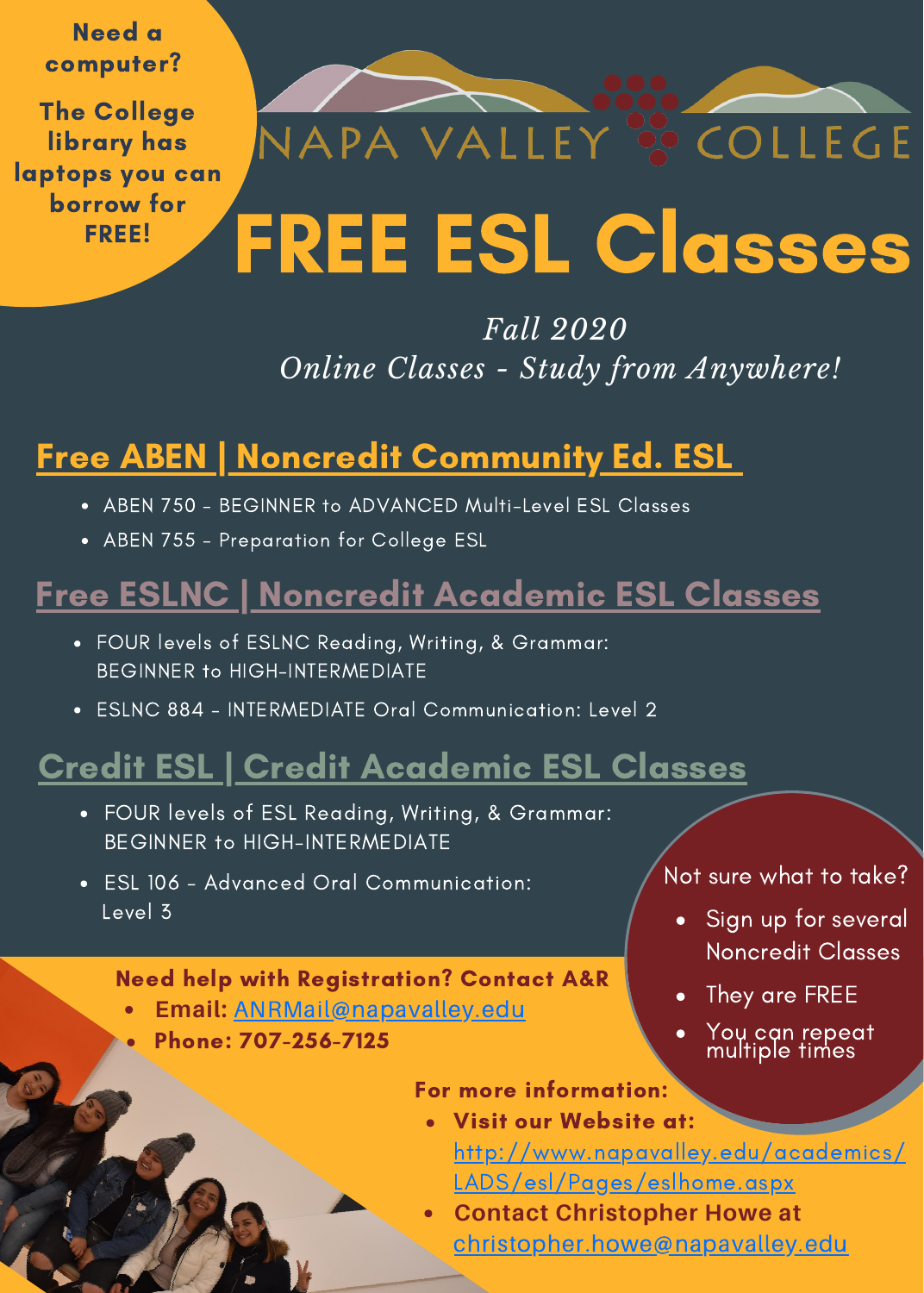Need a computer?

The College library has laptops you can borrow for FREE!

NAPA VALLEY COLLEGE

# FREE ESL Classes

*Fall 2020*
*Online Classes - Study from Anywhere!*

## Free ABEN | Noncredit Community Ed. ESL

- ABEN 750 - BEGINNER to ADVANCED Multi-Level ESL Classes
- ABEN 755 - Preparation for College ESL

## Free ESLNC | Noncredit Academic ESL Classes

- FOUR levels of ESLNC Reading, Writing, & Grammar: BEGINNER to HIGH-INTERMEDIATE
- ESLNC 884 - INTERMEDIATE Oral Communication: Level 2

## Credit ESL | Credit Academic ESL Classes

- FOUR levels of ESL Reading, Writing, & Grammar: BEGINNER to HIGH-INTERMEDIATE
- ESL 106 - Advanced Oral Communication: Level 3

Not sure what to take?

- Sign up for several Noncredit Classes
- They are FREE
- You can repeat multiple times

**Need help with Registration? Contact A&R**

- **Email:** ANRMail@napavalley.edu
- **Phone: 707-256-7125**

**For more information:**

- **Visit our Website at:** http://www.napavalley.edu/academics/LADS/esl/Pages/eslhome.aspx
- **Contact Christopher Howe at** christopher.howe@napavalley.edu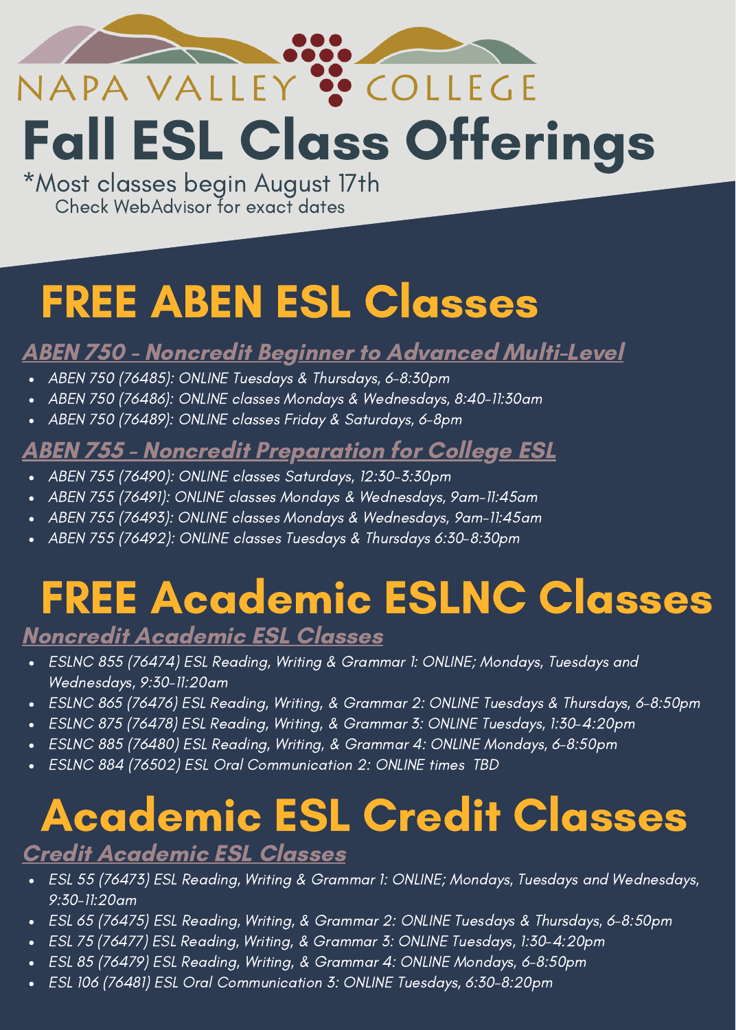NAPA VALLEY COLLEGE

# Fall ESL Class Offerings

*Most classes begin August 17th
Check WebAdvisor for exact dates

# FREE ABEN ESL Classes

## ABEN 750 - Noncredit Beginner to Advanced Multi-Level

- *ABEN 750 (76485): ONLINE Tuesdays & Thursdays, 6-8:30pm*
- *ABEN 750 (76486): ONLINE classes Mondays & Wednesdays, 8:40-11:30am*
- *ABEN 750 (76489): ONLINE classes Friday & Saturdays, 6-8pm*

## ABEN 755 - Noncredit Preparation for College ESL

- *ABEN 755 (76490): ONLINE classes Saturdays, 12:30-3:30pm*
- *ABEN 755 (76491): ONLINE classes Mondays & Wednesdays, 9am-11:45am*
- *ABEN 755 (76493): ONLINE classes Mondays & Wednesdays, 9am-11:45am*
- *ABEN 755 (76492): ONLINE classes Tuesdays & Thursdays 6:30-8:30pm*

# FREE Academic ESLNC Classes

## Noncredit Academic ESL Classes

- *ESLNC 855 (76474) ESL Reading, Writing & Grammar 1: ONLINE; Mondays, Tuesdays and Wednesdays, 9:30-11:20am*
- *ESLNC 865 (76476) ESL Reading, Writing, & Grammar 2: ONLINE Tuesdays & Thursdays, 6-8:50pm*
- *ESLNC 875 (76478) ESL Reading, Writing, & Grammar 3: ONLINE Tuesdays, 1:30-4:20pm*
- *ESLNC 885 (76480) ESL Reading, Writing, & Grammar 4: ONLINE Mondays, 6-8:50pm*
- *ESLNC 884 (76502) ESL Oral Communication 2: ONLINE times TBD*

# Academic ESL Credit Classes

## Credit Academic ESL Classes

- *ESL 55 (76473) ESL Reading, Writing & Grammar 1: ONLINE; Mondays, Tuesdays and Wednesdays, 9:30-11:20am*
- *ESL 65 (76475) ESL Reading, Writing, & Grammar 2: ONLINE Tuesdays & Thursdays, 6-8:50pm*
- *ESL 75 (76477) ESL Reading, Writing, & Grammar 3: ONLINE Tuesdays, 1:30-4:20pm*
- *ESL 85 (76479) ESL Reading, Writing, & Grammar 4: ONLINE Mondays, 6-8:50pm*
- *ESL 106 (76481) ESL Oral Communication 3: ONLINE Tuesdays, 6:30-8:20pm*